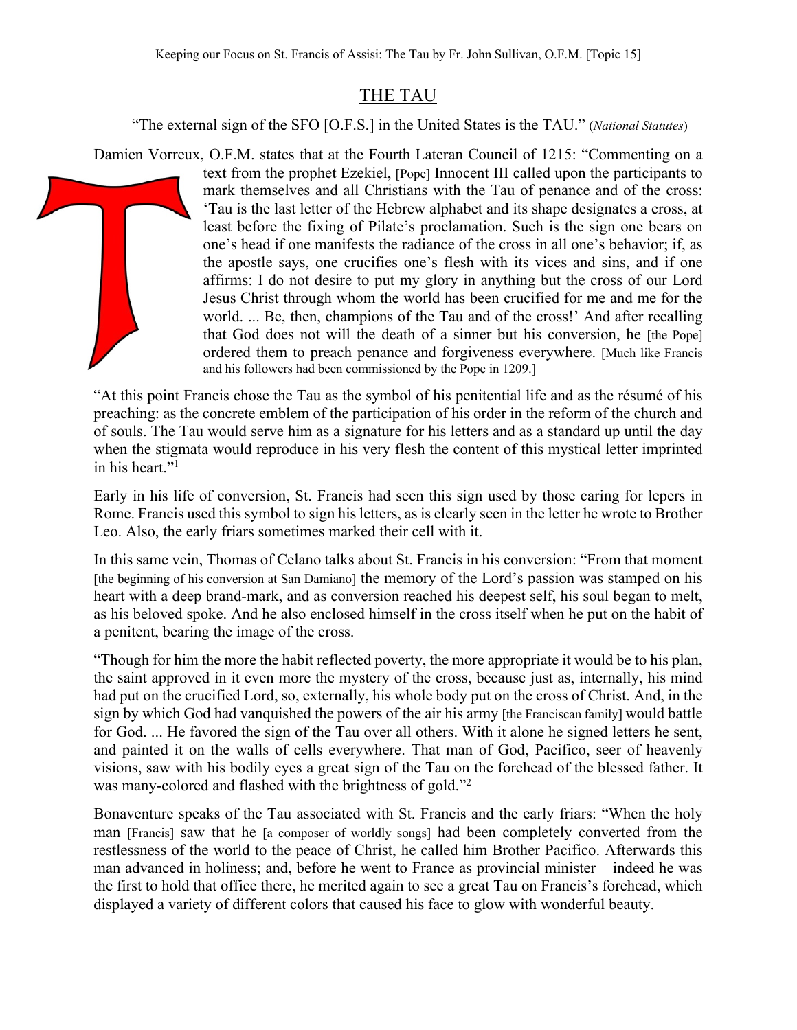## THE TAU

"The external sign of the SFO [O.F.S.] in the United States is the TAU." (*National Statutes*)

Damien Vorreux, O.F.M. states that at the Fourth Lateran Council of 1215: "Commenting on a text from the prophet Ezekiel, [Pope] Innocent III called upon the participants to mark themselves and all Christians with the Tau of penance and of the cross: 'Tau is the last letter of the Hebrew alphabet and its shape designates a cross, at least before the fixing of Pilate's proclamation. Such is the sign one bears on one's head if one manifests the radiance of the cross in all one's behavior; if, as the apostle says, one crucifies one's flesh with its vices and sins, and if one affirms: I do not desire to put my glory in anything but the cross of our Lord Jesus Christ through whom the world has been crucified for me and me for the world. ... Be, then, champions of the Tau and of the cross!' And after recalling that God does not will the death of a sinner but his conversion, he [the Pope] ordered them to preach penance and forgiveness everywhere. [Much like Francis and his followers had been commissioned by the Pope in 1209.]

"At this point Francis chose the Tau as the symbol of his penitential life and as the résumé of his preaching: as the concrete emblem of the participation of his order in the reform of the church and of souls. The Tau would serve him as a signature for his letters and as a standard up until the day when the stigmata would reproduce in his very flesh the content of this mystical letter imprinted in his heart."[1]

Early in his life of conversion, St. Francis had seen this sign used by those caring for lepers in Rome. Francis used this symbol to sign his letters, as is clearly seen in the letter he wrote to Brother Leo. Also, the early friars sometimes marked their cell with it.

In this same vein, Thomas of Celano talks about St. Francis in his conversion: "From that moment [the beginning of his conversion at San Damiano] the memory of the Lord's passion was stamped on his heart with a deep brand-mark, and as conversion reached his deepest self, his soul began to melt, as his beloved spoke. And he also enclosed himself in the cross itself when he put on the habit of a penitent, bearing the image of the cross.

"Though for him the more the habit reflected poverty, the more appropriate it would be to his plan, the saint approved in it even more the mystery of the cross, because just as, internally, his mind had put on the crucified Lord, so, externally, his whole body put on the cross of Christ. And, in the sign by which God had vanquished the powers of the air his army [the Franciscan family] would battle for God. ... He favored the sign of the Tau over all others. With it alone he signed letters he sent, and painted it on the walls of cells everywhere. That man of God, Pacifico, seer of heavenly visions, saw with his bodily eyes a great sign of the Tau on the forehead of the blessed father. It was many-colored and flashed with the brightness of gold."[2]

Bonaventure speaks of the Tau associated with St. Francis and the early friars: "When the holy man [Francis] saw that he [a composer of worldly songs] had been completely converted from the restlessness of the world to the peace of Christ, he called him Brother Pacifico. Afterwards this man advanced in holiness; and, before he went to France as provincial minister – indeed he was the first to hold that office there, he merited again to see a great Tau on Francis's forehead, which displayed a variety of different colors that caused his face to glow with wonderful beauty.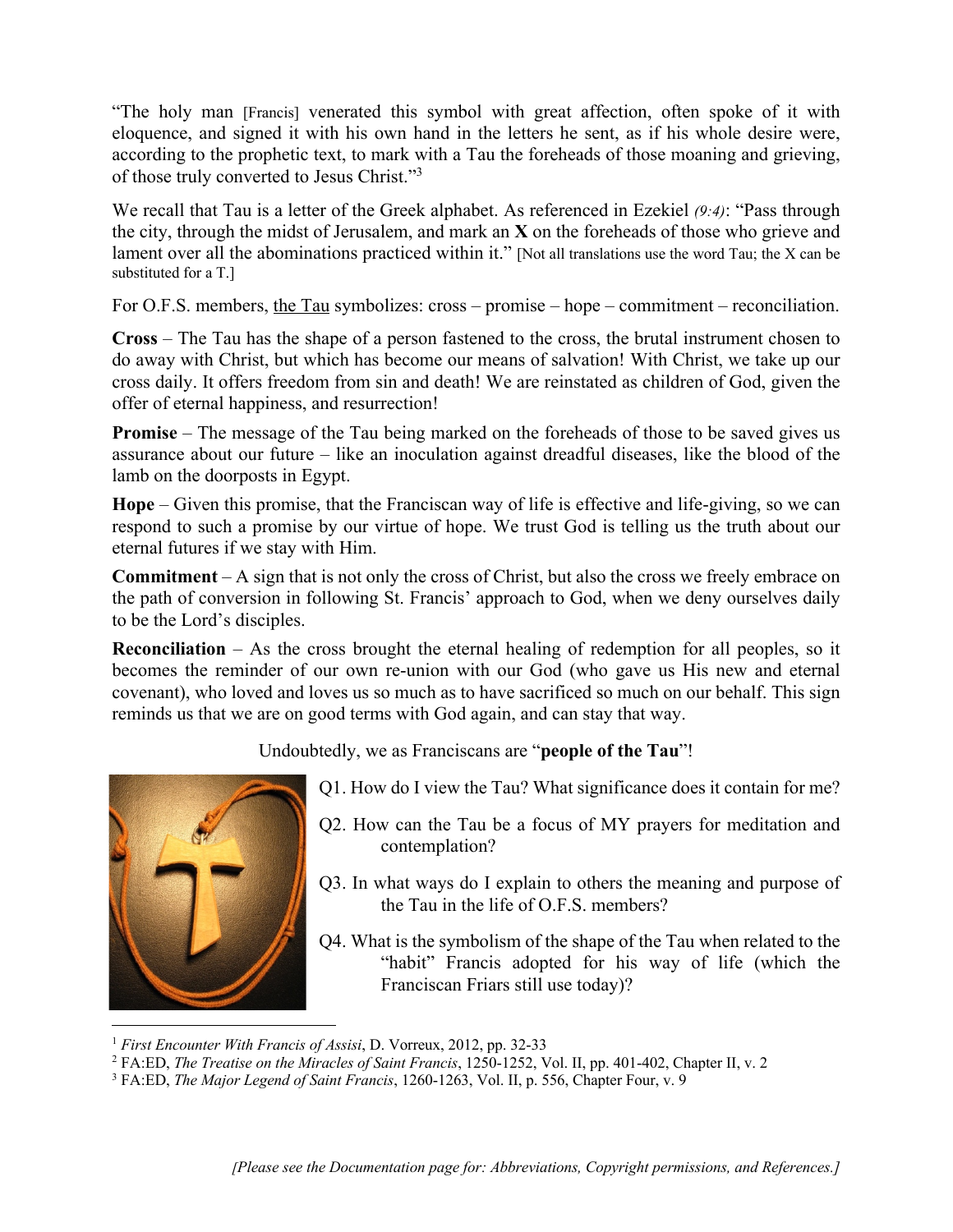"The holy man [Francis] venerated this symbol with great affection, often spoke of it with eloquence, and signed it with his own hand in the letters he sent, as if his whole desire were, according to the prophetic text, to mark with a Tau the foreheads of those moaning and grieving, of those truly converted to Jesus Christ."[3]

We recall that Tau is a letter of the Greek alphabet. As referenced in Ezekiel *(9:4)*: "Pass through the city, through the midst of Jerusalem, and mark an **X** on the foreheads of those who grieve and lament over all the abominations practiced within it." [Not all translations use the word Tau; the X can be substituted for a T.]

For O.F.S. members, <u>the Tau</u> symbolizes: cross – promise – hope – commitment – reconciliation.

**Cross** – The Tau has the shape of a person fastened to the cross, the brutal instrument chosen to do away with Christ, but which has become our means of salvation! With Christ, we take up our cross daily. It offers freedom from sin and death! We are reinstated as children of God, given the offer of eternal happiness, and resurrection!

**Promise** – The message of the Tau being marked on the foreheads of those to be saved gives us assurance about our future – like an inoculation against dreadful diseases, like the blood of the lamb on the doorposts in Egypt.

**Hope** – Given this promise, that the Franciscan way of life is effective and life-giving, so we can respond to such a promise by our virtue of hope. We trust God is telling us the truth about our eternal futures if we stay with Him.

**Commitment** – A sign that is not only the cross of Christ, but also the cross we freely embrace on the path of conversion in following St. Francis' approach to God, when we deny ourselves daily to be the Lord's disciples.

**Reconciliation** – As the cross brought the eternal healing of redemption for all peoples, so it becomes the reminder of our own re-union with our God (who gave us His new and eternal covenant), who loved and loves us so much as to have sacrificed so much on our behalf. This sign reminds us that we are on good terms with God again, and can stay that way.

Undoubtedly, we as Franciscans are "**people of the Tau**"!

Q1. How do I view the Tau? What significance does it contain for me?

Q2. How can the Tau be a focus of MY prayers for meditation and contemplation?

Q3. In what ways do I explain to others the meaning and purpose of the Tau in the life of O.F.S. members?

Q4. What is the symbolism of the shape of the Tau when related to the "habit" Francis adopted for his way of life (which the Franciscan Friars still use today)?

---

[1] *First Encounter With Francis of Assisi*, D. Vorreux, 2012, pp. 32-33

[2] FA:ED, *The Treatise on the Miracles of Saint Francis*, 1250-1252, Vol. II, pp. 401-402, Chapter II, v. 2

[3] FA:ED, *The Major Legend of Saint Francis*, 1260-1263, Vol. II, p. 556, Chapter Four, v. 9

*[Please see the Documentation page for: Abbreviations, Copyright permissions, and References.]*